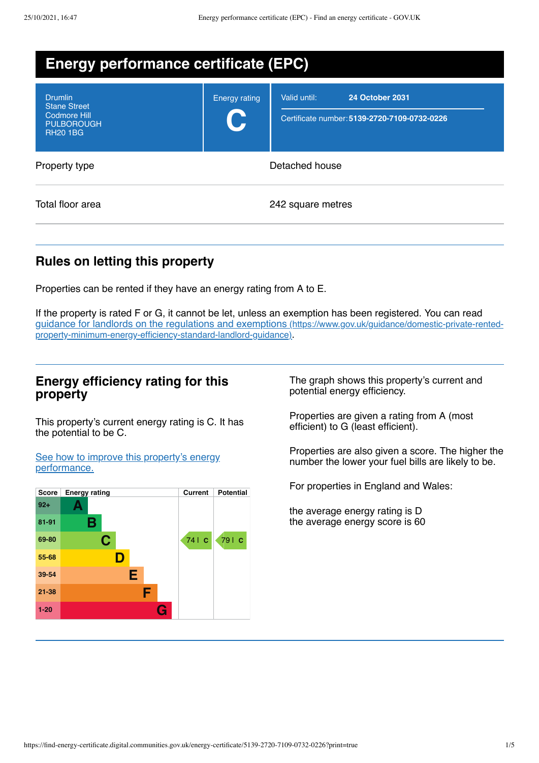# Energy performance certificate (EPC)

| | | |
|---|---|---|
| Drumlin<br>Stane Street<br>Codmore Hill<br>PULBOROUGH<br>RH20 1BG | Energy rating<br>**C** | Valid until: **24 October 2031**<br>Certificate number: **5139-2720-7109-0732-0226** |

| | |
|---|---|
| Property type | Detached house |
| Total floor area | 242 square metres |

## Rules on letting this property

Properties can be rented if they have an energy rating from A to E.

If the property is rated F or G, it cannot be let, unless an exemption has been registered. You can read guidance for landlords on the regulations and exemptions (https://www.gov.uk/guidance/domestic-private-rented-property-minimum-energy-efficiency-standard-landlord-guidance).

## Energy efficiency rating for this property

This property's current energy rating is C. It has the potential to be C.

See how to improve this property's energy performance.

| Score | Energy rating | Current | Potential |
|---|---|---|---|
| 92+ | A | | |
| 81-91 | B | | |
| 69-80 | C | 74 C | 79 C |
| 55-68 | D | | |
| 39-54 | E | | |
| 21-38 | F | | |
| 1-20 | G | | |

The graph shows this property's current and potential energy efficiency.

Properties are given a rating from A (most efficient) to G (least efficient).

Properties are also given a score. The higher the number the lower your fuel bills are likely to be.

For properties in England and Wales:

the average energy rating is D
the average energy score is 60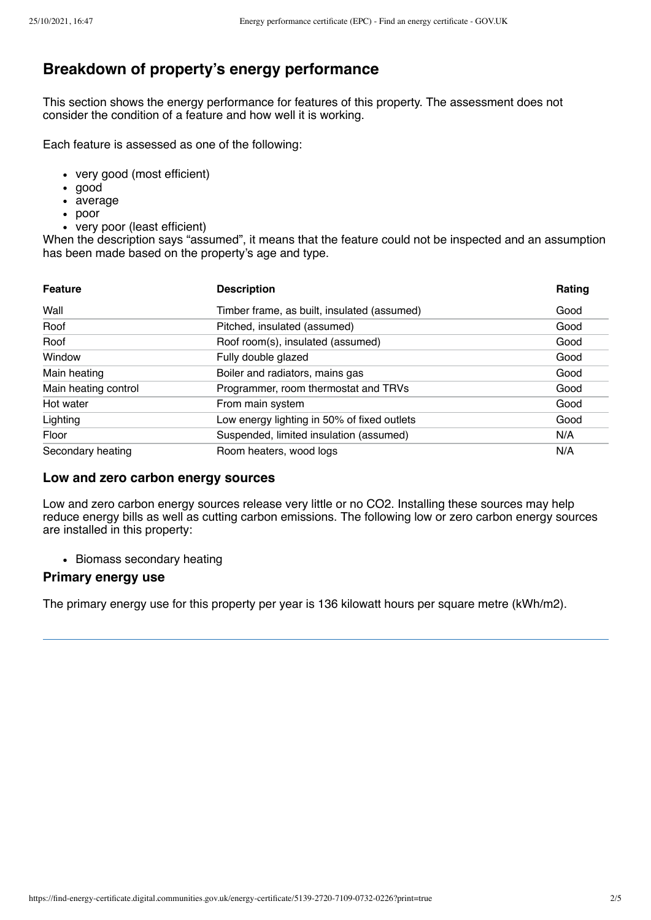## Breakdown of property's energy performance

This section shows the energy performance for features of this property. The assessment does not consider the condition of a feature and how well it is working.

Each feature is assessed as one of the following:

- very good (most efficient)
- good
- average
- poor
- very poor (least efficient)

When the description says "assumed", it means that the feature could not be inspected and an assumption has been made based on the property's age and type.

| Feature | Description | Rating |
| --- | --- | --- |
| Wall | Timber frame, as built, insulated (assumed) | Good |
| Roof | Pitched, insulated (assumed) | Good |
| Roof | Roof room(s), insulated (assumed) | Good |
| Window | Fully double glazed | Good |
| Main heating | Boiler and radiators, mains gas | Good |
| Main heating control | Programmer, room thermostat and TRVs | Good |
| Hot water | From main system | Good |
| Lighting | Low energy lighting in 50% of fixed outlets | Good |
| Floor | Suspended, limited insulation (assumed) | N/A |
| Secondary heating | Room heaters, wood logs | N/A |

### Low and zero carbon energy sources

Low and zero carbon energy sources release very little or no $CO_2$. Installing these sources may help reduce energy bills as well as cutting carbon emissions. The following low or zero carbon energy sources are installed in this property:

- Biomass secondary heating

### Primary energy use

The primary energy use for this property per year is 136 kilowatt hours per square metre (kWh/m2).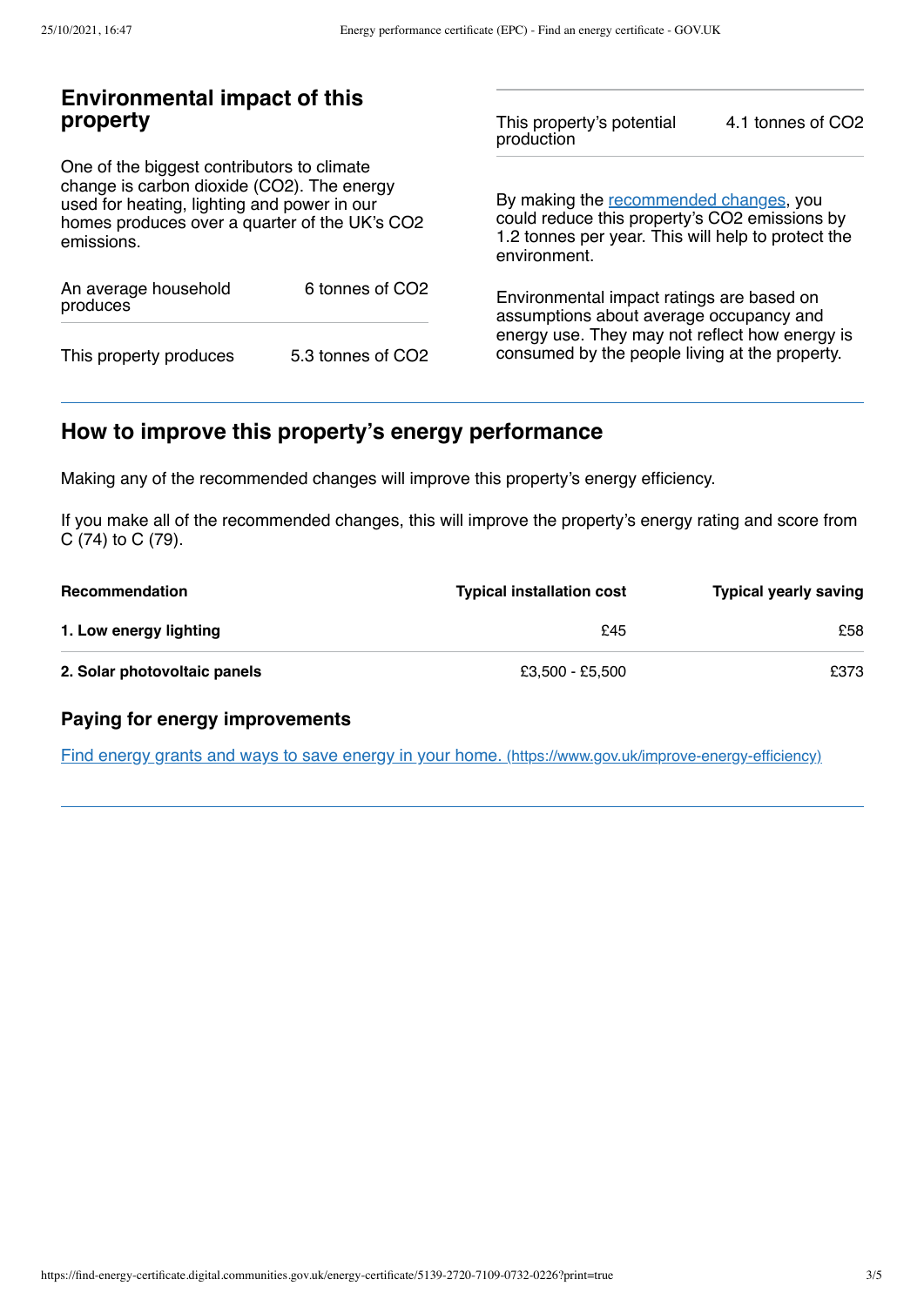## Environmental impact of this property

One of the biggest contributors to climate change is carbon dioxide ($CO_2$). The energy used for heating, lighting and power in our homes produces over a quarter of the UK's $CO_2$ emissions.

| | |
|---|---|
| An average household produces | 6 tonnes of $CO_2$ |
| This property produces | 5.3 tonnes of $CO_2$ |
| This property's potential production | 4.1 tonnes of $CO_2$ |

By making the recommended changes, you could reduce this property's $CO_2$ emissions by 1.2 tonnes per year. This will help to protect the environment.

Environmental impact ratings are based on assumptions about average occupancy and energy use. They may not reflect how energy is consumed by the people living at the property.

## How to improve this property's energy performance

Making any of the recommended changes will improve this property's energy efficiency.

If you make all of the recommended changes, this will improve the property's energy rating and score from C (74) to C (79).

| Recommendation | Typical installation cost | Typical yearly saving |
|---|---|---|
| **1. Low energy lighting** | £45 | £58 |
| **2. Solar photovoltaic panels** | £3,500 - £5,500 | £373 |

### Paying for energy improvements

[Find energy grants and ways to save energy in your home. (https://www.gov.uk/improve-energy-efficiency)](https://www.gov.uk/improve-energy-efficiency)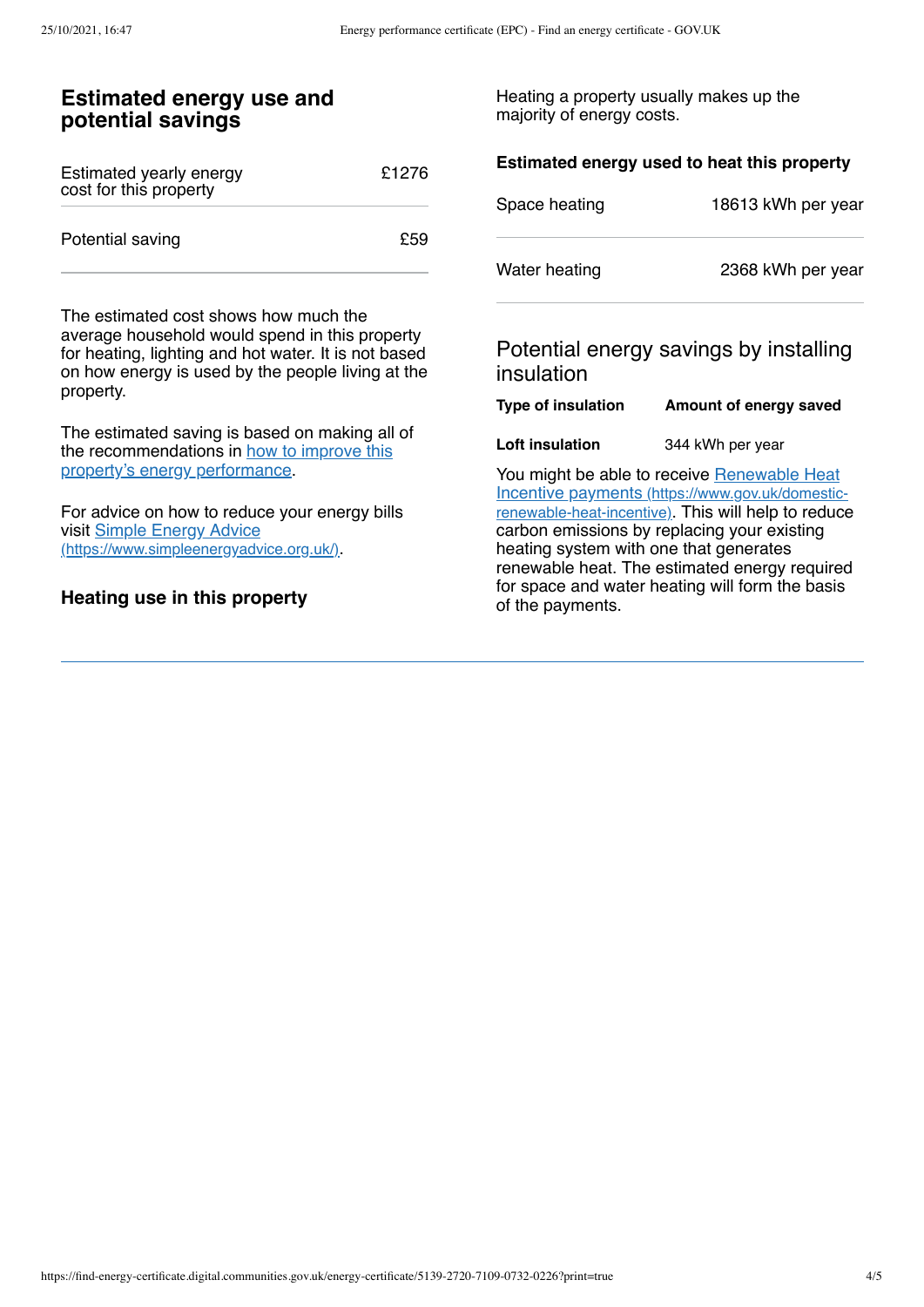## Estimated energy use and potential savings

| | |
|---|---|
| Estimated yearly energy cost for this property | £1276 |
| Potential saving | £59 |

The estimated cost shows how much the average household would spend in this property for heating, lighting and hot water. It is not based on how energy is used by the people living at the property.

The estimated saving is based on making all of the recommendations in [how to improve this property's energy performance](#).

For advice on how to reduce your energy bills visit [Simple Energy Advice (https://www.simpleenergyadvice.org.uk/)](https://www.simpleenergyadvice.org.uk/).

### Heating use in this property

Heating a property usually makes up the majority of energy costs.

**Estimated energy used to heat this property**

| | |
|---|---|
| Space heating | 18613 kWh per year |
| Water heating | 2368 kWh per year |

### Potential energy savings by installing insulation

| Type of insulation | Amount of energy saved |
|---|---|
| **Loft insulation** | 344 kWh per year |

You might be able to receive [Renewable Heat Incentive payments (https://www.gov.uk/domestic-renewable-heat-incentive)](https://www.gov.uk/domestic-renewable-heat-incentive). This will help to reduce carbon emissions by replacing your existing heating system with one that generates renewable heat. The estimated energy required for space and water heating will form the basis of the payments.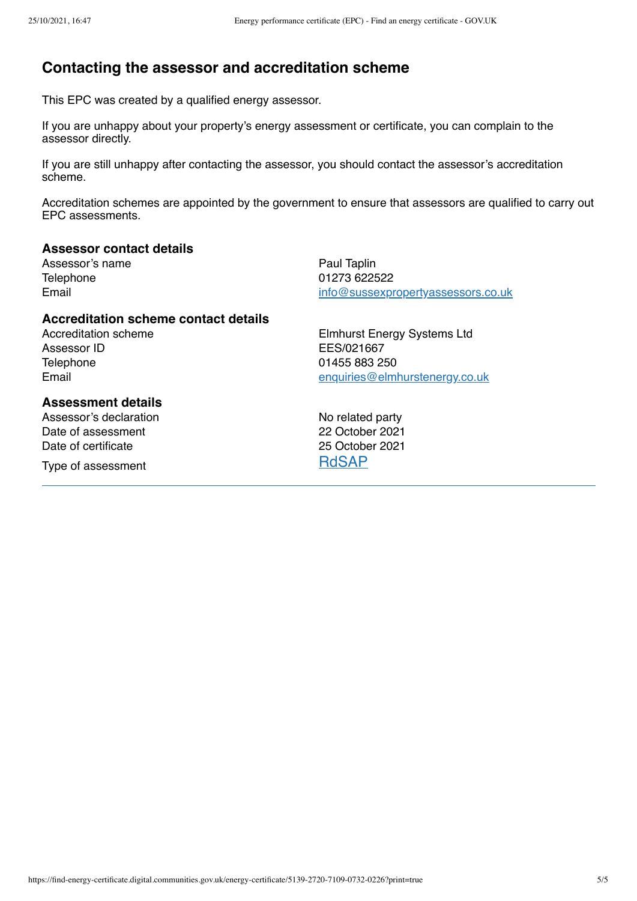## Contacting the assessor and accreditation scheme

This EPC was created by a qualified energy assessor.

If you are unhappy about your property's energy assessment or certificate, you can complain to the assessor directly.

If you are still unhappy after contacting the assessor, you should contact the assessor's accreditation scheme.

Accreditation schemes are appointed by the government to ensure that assessors are qualified to carry out EPC assessments.

### Assessor contact details

| | |
|---|---|
| Assessor's name | Paul Taplin |
| Telephone | 01273 622522 |
| Email | info@sussexpropertyassessors.co.uk |

### Accreditation scheme contact details

| | |
|---|---|
| Accreditation scheme | Elmhurst Energy Systems Ltd |
| Assessor ID | EES/021667 |
| Telephone | 01455 883 250 |
| Email | enquiries@elmhurstenergy.co.uk |

### Assessment details

| | |
|---|---|
| Assessor's declaration | No related party |
| Date of assessment | 22 October 2021 |
| Date of certificate | 25 October 2021 |
| Type of assessment | RdSAP |